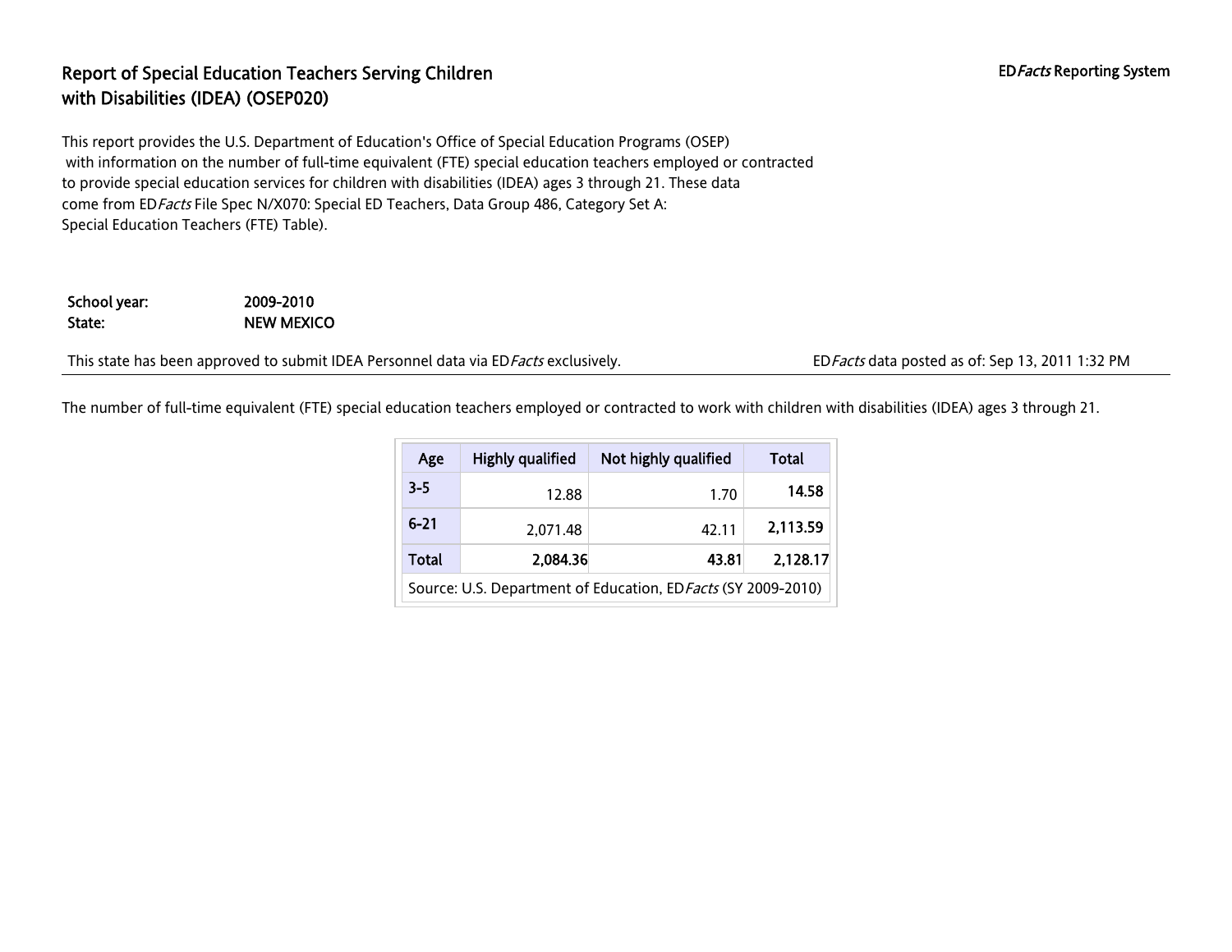# Report of Special Education Teachers Serving Children with Disabilities (IDEA) (OSEP020)

ED*Facts* Reporting System

This report provides the U.S. Department of Education's Office of Special Education Programs (OSEP) with information on the number of full-time equivalent (FTE) special education teachers employed or contracted to provide special education services for children with disabilities (IDEA) ages 3 through 21. These data come from ED*Facts* File Spec N/X070: Special ED Teachers, Data Group 486, Category Set A: Special Education Teachers (FTE) Table).

**School year:** 2009-2010
**State:** NEW MEXICO

This state has been approved to submit IDEA Personnel data via ED*Facts* exclusively.

ED*Facts* data posted as of: Sep 13, 2011 1:32 PM

The number of full-time equivalent (FTE) special education teachers employed or contracted to work with children with disabilities (IDEA) ages 3 through 21.

| Age | Highly qualified | Not highly qualified | Total |
|---|---|---|---|
| 3-5 | 12.88 | 1.70 | **14.58** |
| 6-21 | 2,071.48 | 42.11 | **2,113.59** |
| **Total** | **2,084.36** | **43.81** | **2,128.17** |

Source: U.S. Department of Education, ED*Facts* (SY 2009-2010)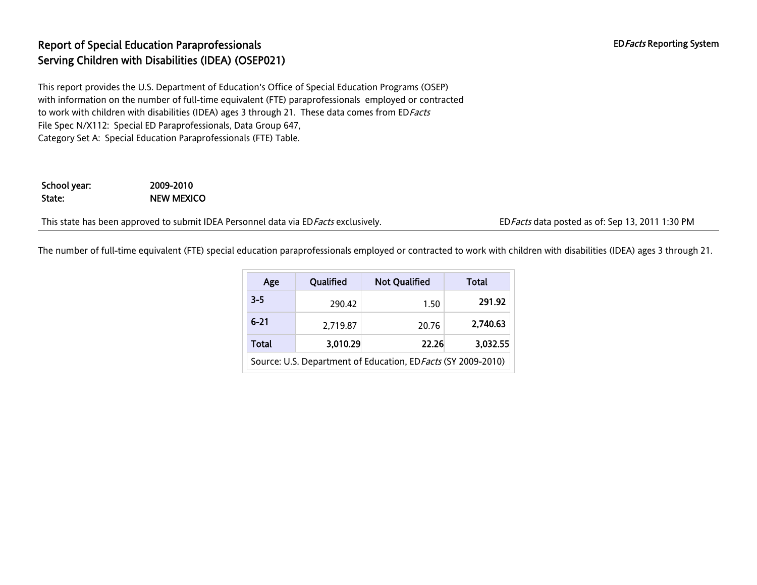# Report of Special Education Paraprofessionals Serving Children with Disabilities (IDEA) (OSEP021)

ED*Facts* Reporting System

This report provides the U.S. Department of Education's Office of Special Education Programs (OSEP) with information on the number of full-time equivalent (FTE) paraprofessionals employed or contracted to work with children with disabilities (IDEA) ages 3 through 21. These data comes from ED*Facts* File Spec N/X112: Special ED Paraprofessionals, Data Group 647, Category Set A: Special Education Paraprofessionals (FTE) Table.

**School year:** 2009-2010
**State:** NEW MEXICO

This state has been approved to submit IDEA Personnel data via ED*Facts* exclusively.

ED*Facts* data posted as of: Sep 13, 2011 1:30 PM

The number of full-time equivalent (FTE) special education paraprofessionals employed or contracted to work with children with disabilities (IDEA) ages 3 through 21.

| Age | Qualified | Not Qualified | Total |
|---|---|---|---|
| 3-5 | 290.42 | 1.50 | **291.92** |
| 6-21 | 2,719.87 | 20.76 | **2,740.63** |
| **Total** | **3,010.29** | **22.26** | **3,032.55** |
| Source: U.S. Department of Education, ED*Facts* (SY 2009-2010) | | | |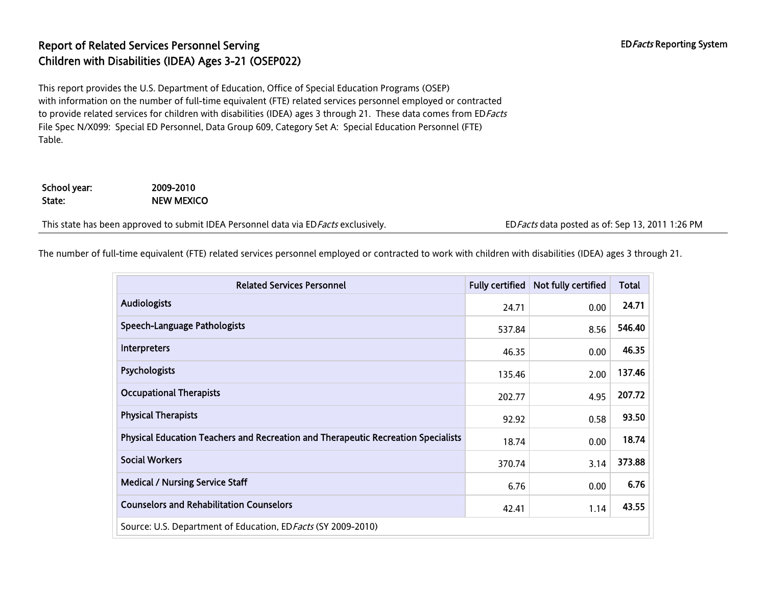# Report of Related Services Personnel Serving Children with Disabilities (IDEA) Ages 3-21 (OSEP022)

ED*Facts* Reporting System

This report provides the U.S. Department of Education, Office of Special Education Programs (OSEP) with information on the number of full-time equivalent (FTE) related services personnel employed or contracted to provide related services for children with disabilities (IDEA) ages 3 through 21. These data comes from ED*Facts* File Spec N/X099: Special ED Personnel, Data Group 609, Category Set A: Special Education Personnel (FTE) Table.

**School year:** 2009-2010
**State:** NEW MEXICO

This state has been approved to submit IDEA Personnel data via ED*Facts* exclusively.

ED*Facts* data posted as of: Sep 13, 2011 1:26 PM

The number of full-time equivalent (FTE) related services personnel employed or contracted to work with children with disabilities (IDEA) ages 3 through 21.

| Related Services Personnel | Fully certified | Not fully certified | Total |
|---|---|---|---|
| Audiologists | 24.71 | 0.00 | **24.71** |
| Speech-Language Pathologists | 537.84 | 8.56 | **546.40** |
| Interpreters | 46.35 | 0.00 | **46.35** |
| Psychologists | 135.46 | 2.00 | **137.46** |
| Occupational Therapists | 202.77 | 4.95 | **207.72** |
| Physical Therapists | 92.92 | 0.58 | **93.50** |
| Physical Education Teachers and Recreation and Therapeutic Recreation Specialists | 18.74 | 0.00 | **18.74** |
| Social Workers | 370.74 | 3.14 | **373.88** |
| Medical / Nursing Service Staff | 6.76 | 0.00 | **6.76** |
| Counselors and Rehabilitation Counselors | 42.41 | 1.14 | **43.55** |

Source: U.S. Department of Education, ED*Facts* (SY 2009-2010)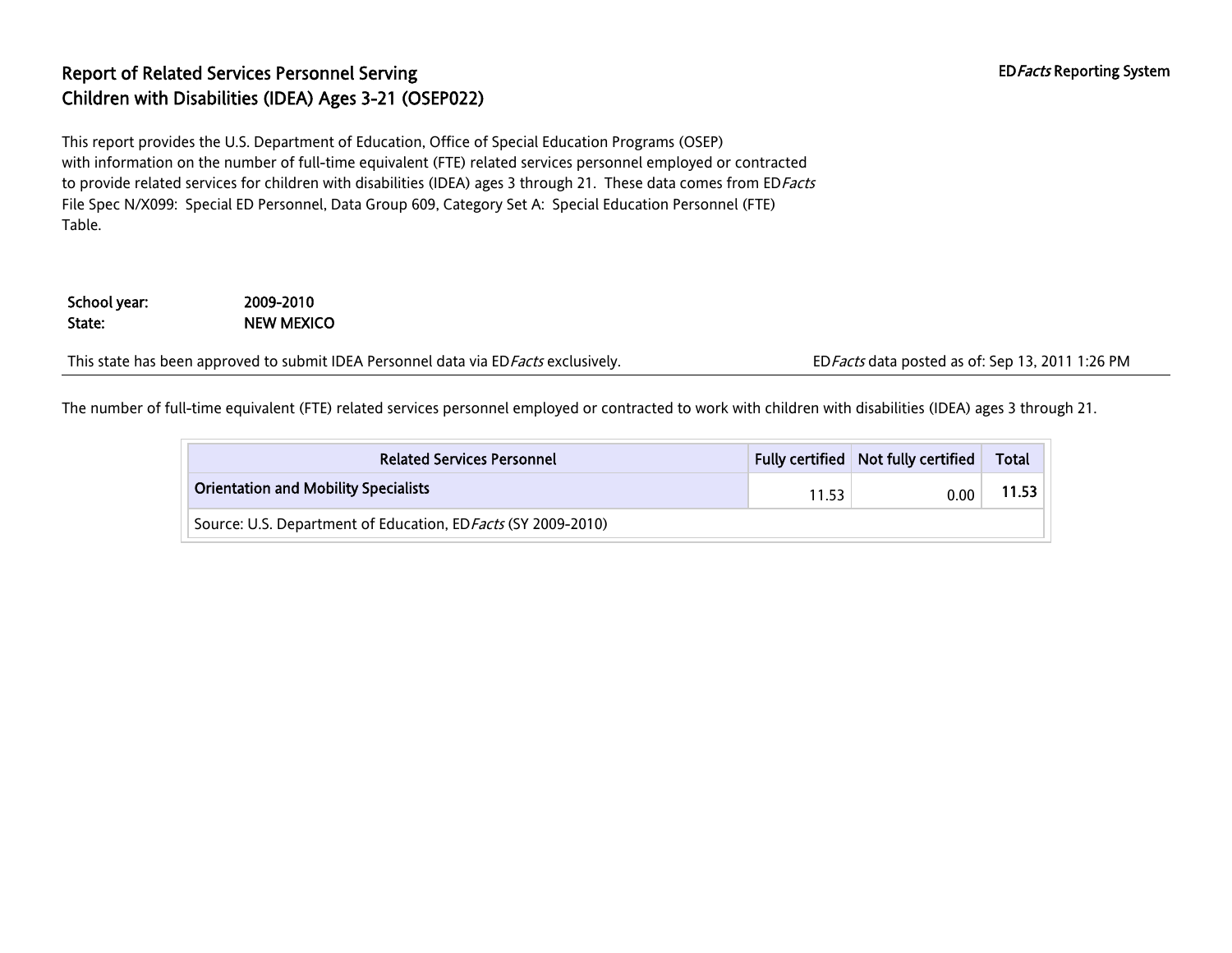## Report of Related Services Personnel Serving Children with Disabilities (IDEA) Ages 3-21 (OSEP022)

ED*Facts* Reporting System

This report provides the U.S. Department of Education, Office of Special Education Programs (OSEP) with information on the number of full-time equivalent (FTE) related services personnel employed or contracted to provide related services for children with disabilities (IDEA) ages 3 through 21. These data comes from ED*Facts* File Spec N/X099: Special ED Personnel, Data Group 609, Category Set A: Special Education Personnel (FTE) Table.

**School year:** 2009-2010
**State:** NEW MEXICO

This state has been approved to submit IDEA Personnel data via ED*Facts* exclusively.

ED*Facts* data posted as of: Sep 13, 2011 1:26 PM

The number of full-time equivalent (FTE) related services personnel employed or contracted to work with children with disabilities (IDEA) ages 3 through 21.

| Related Services Personnel | Fully certified | Not fully certified | Total |
|---|---|---|---|
| **Orientation and Mobility Specialists** | 11.53 | 0.00 | **11.53** |
| Source: U.S. Department of Education, ED*Facts* (SY 2009-2010) | | | |